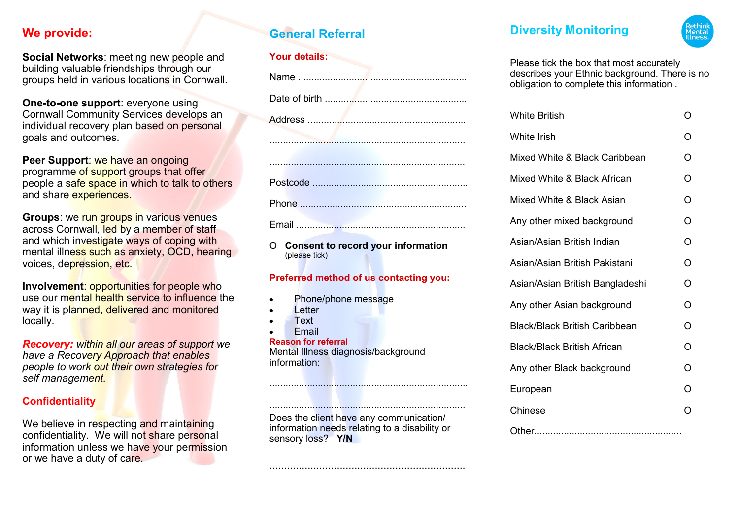## We provide:

**Social Networks**: meeting new people and building valuable friendships through our groups held in various locations in Cornwall.

**One-to-one support**: everyone using Cornwall Community Services develops an individual recovery plan based on personal goals and outcomes.

**Peer Support**: we have an ongoing programme of support groups that offer people a safe space in which to talk to others and share experiences.

**Groups**: we run groups in various venues across Cornwall, led by a member of staff and which investigate ways of coping with mental illness such as anxiety, OCD, hearing voices, depression, etc.

**Involvement**: opportunities for people who use our mental health service to influence the way it is planned, delivered and monitored locally.

***Recovery:*** *within all our areas of support we have a Recovery Approach that enables people to work out their own strategies for self management.*

### Confidentiality

We believe in respecting and maintaining confidentiality. We will not share personal information unless we have your permission or we have a duty of care.

## General Referral

**Your details:**

Name ..............................................................

Date of birth .....................................................

Address ..........................................................

........................................................................

........................................................................

Postcode .........................................................

Phone .............................................................

Email ..............................................................

O **Consent to record your information** (please tick)

**Preferred method of us contacting you:**

- Phone/phone message
- Letter
- Text
- Email

**Reason for referral**

Mental Illness diagnosis/background information:

........................................................................

........................................................................

Does the client have any communication/ information needs relating to a disability or sensory loss? **Y/N**

........................................................................

## Diversity Monitoring

Rethink Mental Illness.

Please tick the box that most accurately describes your Ethnic background. There is no obligation to complete this information .

| | |
|---|---|
| White British | O |
| White Irish | O |
| Mixed White & Black Caribbean | O |
| Mixed White & Black African | O |
| Mixed White & Black Asian | O |
| Any other mixed background | O |
| Asian/Asian British Indian | O |
| Asian/Asian British Pakistani | O |
| Asian/Asian British Bangladeshi | O |
| Any other Asian background | O |
| Black/Black British Caribbean | O |
| Black/Black British African | O |
| Any other Black background | O |
| European | O |
| Chinese | O |

Other......................................................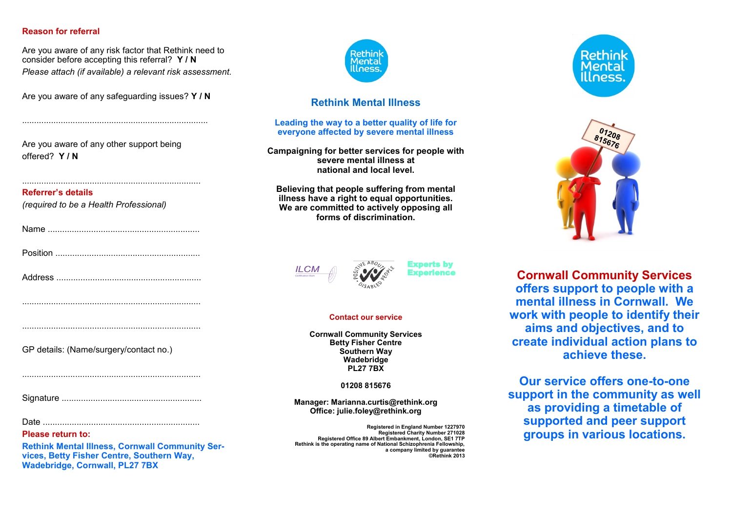## Reason for referral

Are you aware of any risk factor that Rethink need to consider before accepting this referral? **Y / N**

*Please attach (if available) a relevant risk assessment.*

Are you aware of any safeguarding issues? **Y / N**

.............................................................................

Are you aware of any other support being offered? **Y / N**

.............................................................................

## Referrer's details

*(required to be a Health Professional)*

Name ..............................................................

Position ...........................................................

Address ...........................................................

.............................................................................

.............................................................................

GP details: (Name/surgery/contact no.)

.............................................................................

Signature .........................................................

Date .................................................................

**Please return to:**

**Rethink Mental Illness, Cornwall Community Services, Betty Fisher Centre, Southern Way, Wadebridge, Cornwall, PL27 7BX**

Rethink Mental Illness.

## Rethink Mental Illness

**Leading the way to a better quality of life for everyone affected by severe mental illness**

**Campaigning for better services for people with severe mental illness at national and local level.**

**Believing that people suffering from mental illness have a right to equal opportunities. We are committed to actively opposing all forms of discrimination.**

ILCM

POSITIVE ABOUT DISABLED PEOPLE

Experts by Experience

**Contact our service**

**Cornwall Community Services**
**Betty Fisher Centre**
**Southern Way**
**Wadebridge**
**PL27 7BX**

**01208 815676**

**Manager: Marianna.curtis@rethink.org**
**Office: julie.foley@rethink.org**

Registered in England Number 1227970
Registered Charity Number 271028
Registered Office 89 Albert Embankment, London, SE1 7TP
Rethink is the operating name of National Schizophrenia Fellowship, a company limited by guarantee
©Rethink 2013

Rethink Mental Illness.

01208 815676

## Cornwall Community Services

**offers support to people with a mental illness in Cornwall. We work with people to identify their aims and objectives, and to create individual action plans to achieve these.**

**Our service offers one-to-one support in the community as well as providing a timetable of supported and peer support groups in various locations.**